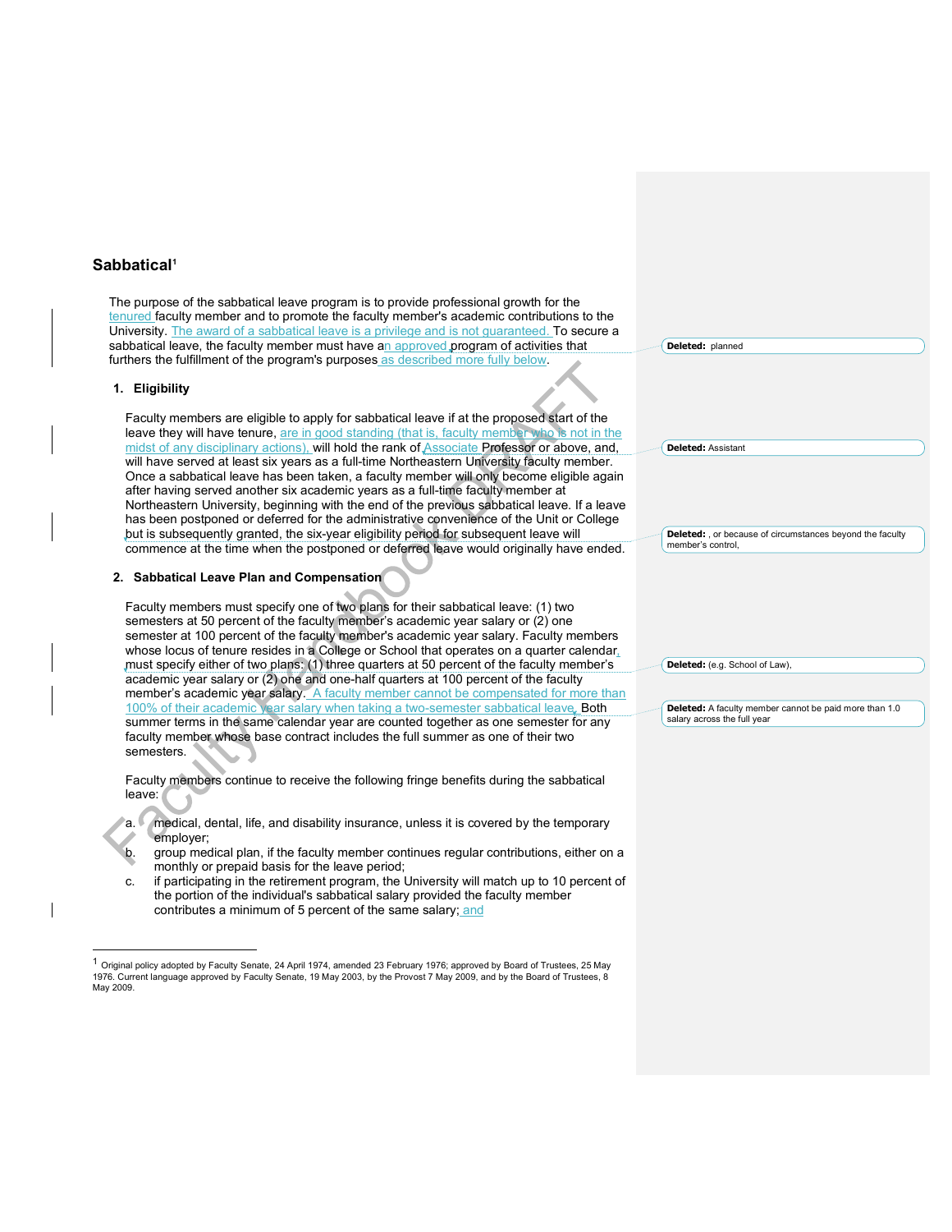## Sabbatical[1]

The purpose of the sabbatical leave program is to provide professional growth for the tenured faculty member and to promote the faculty member's academic contributions to the University. The award of a sabbatical leave is a privilege and is not guaranteed. To secure a sabbatical leave, the faculty member must have an approved program of activities that furthers the fulfillment of the program's purposes as described more fully below.

### 1. Eligibility

Faculty members are eligible to apply for sabbatical leave if at the proposed start of the leave they will have tenure, are in good standing (that is, faculty member who is not in the midst of any disciplinary actions), will hold the rank of Associate Professor or above, and, will have served at least six years as a full-time Northeastern University faculty member. Once a sabbatical leave has been taken, a faculty member will only become eligible again after having served another six academic years as a full-time faculty member at Northeastern University, beginning with the end of the previous sabbatical leave. If a leave has been postponed or deferred for the administrative convenience of the Unit or College but is subsequently granted, the six-year eligibility period for subsequent leave will commence at the time when the postponed or deferred leave would originally have ended.

### 2. Sabbatical Leave Plan and Compensation

Faculty members must specify one of two plans for their sabbatical leave: (1) two semesters at 50 percent of the faculty member's academic year salary or (2) one semester at 100 percent of the faculty member's academic year salary. Faculty members whose locus of tenure resides in a College or School that operates on a quarter calendar, must specify either of two plans: (1) three quarters at 50 percent of the faculty member's academic year salary or (2) one and one-half quarters at 100 percent of the faculty member's academic year salary. A faculty member cannot be compensated for more than 100% of their academic year salary when taking a two-semester sabbatical leave. Both summer terms in the same calendar year are counted together as one semester for any faculty member whose base contract includes the full summer as one of their two semesters.

Faculty members continue to receive the following fringe benefits during the sabbatical leave:

a. medical, dental, life, and disability insurance, unless it is covered by the temporary employer;
b. group medical plan, if the faculty member continues regular contributions, either on a monthly or prepaid basis for the leave period;
c. if participating in the retirement program, the University will match up to 10 percent of the portion of the individual's sabbatical salary provided the faculty member contributes a minimum of 5 percent of the same salary; and

**Deleted:** planned

**Deleted:** Assistant

**Deleted:** , or because of circumstances beyond the faculty member's control,

**Deleted:** (e.g. School of Law),

**Deleted:** A faculty member cannot be paid more than 1.0 salary across the full year

[1] Original policy adopted by Faculty Senate, 24 April 1974, amended 23 February 1976; approved by Board of Trustees, 25 May 1976. Current language approved by Faculty Senate, 19 May 2003, by the Provost 7 May 2009, and by the Board of Trustees, 8 May 2009.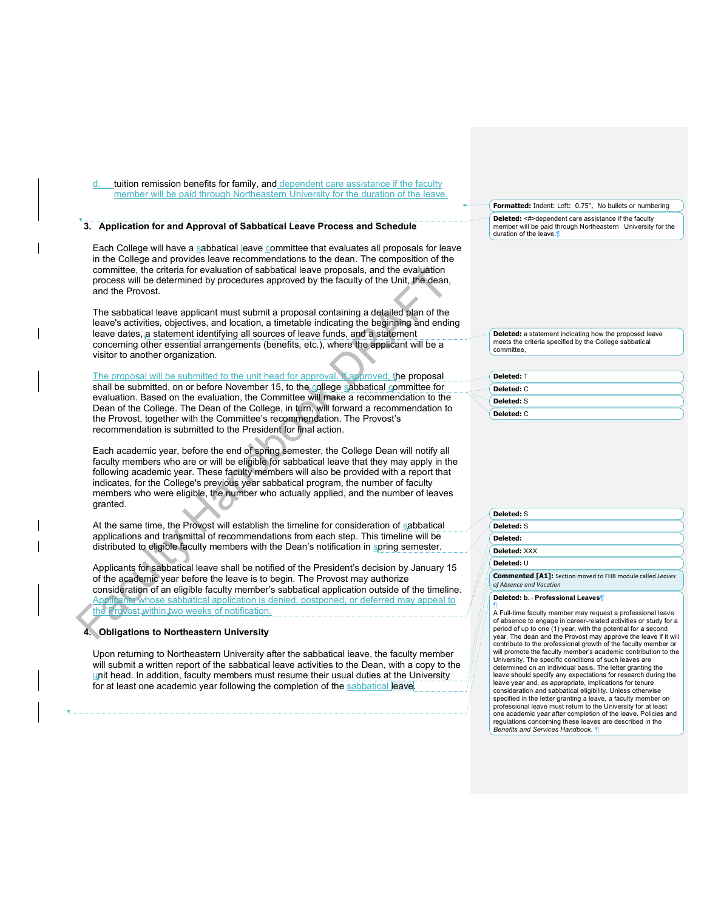d. tuition remission benefits for family, and dependent care assistance if the faculty member will be paid through Northeastern University for the duration of the leave.

### 3. Application for and Approval of Sabbatical Leave Process and Schedule

Each College will have a sabbatical leave committee that evaluates all proposals for leave in the College and provides leave recommendations to the dean. The composition of the committee, the criteria for evaluation of sabbatical leave proposals, and the evaluation process will be determined by procedures approved by the faculty of the Unit, the dean, and the Provost.

The sabbatical leave applicant must submit a proposal containing a detailed plan of the leave's activities, objectives, and location, a timetable indicating the beginning and ending leave dates, a statement identifying all sources of leave funds, and a statement concerning other essential arrangements (benefits, etc.), where the applicant will be a visitor to another organization.

The proposal will be submitted to the unit head for approval. If approved, the proposal shall be submitted, on or before November 15, to the college sabbatical committee for evaluation. Based on the evaluation, the Committee will make a recommendation to the Dean of the College. The Dean of the College, in turn, will forward a recommendation to the Provost, together with the Committee's recommendation. The Provost's recommendation is submitted to the President for final action.

Each academic year, before the end of spring semester, the College Dean will notify all faculty members who are or will be eligible for sabbatical leave that they may apply in the following academic year. These faculty members will also be provided with a report that indicates, for the College's previous year sabbatical program, the number of faculty members who were eligible, the number who actually applied, and the number of leaves granted.

At the same time, the Provost will establish the timeline for consideration of sabbatical applications and transmittal of recommendations from each step. This timeline will be distributed to eligible faculty members with the Dean's notification in spring semester.

Applicants for sabbatical leave shall be notified of the President's decision by January 15 of the academic year before the leave is to begin. The Provost may authorize consideration of an eligible faculty member's sabbatical application outside of the timeline. Applicants whose sabbatical application is denied, postponed, or deferred may appeal to the Provost within two weeks of notification.

### 4. Obligations to Northeastern University

Upon returning to Northeastern University after the sabbatical leave, the faculty member will submit a written report of the sabbatical leave activities to the Dean, with a copy to the unit head. In addition, faculty members must resume their usual duties at the University for at least one academic year following the completion of the sabbatical leave.

---

**Formatted:** Indent: Left: 0.75", No bullets or numbering

**Deleted:** <#>dependent care assistance if the faculty member will be paid through Northeastern University for the duration of the leave.

**Deleted:** a statement indicating how the proposed leave meets the criteria specified by the College sabbatical committee,

**Deleted:** T

**Deleted:** C

**Deleted:** S

**Deleted:** C

**Deleted:** S

**Deleted:** S

**Deleted:**

**Deleted:** XXX

**Deleted:** U

**Commented [A1]:** Section moved to FHB module called *Leaves of Absence and Vacation*

**Deleted:** b. **Professional Leaves**

A Full-time faculty member may request a professional leave of absence to engage in career-related activities or study for a period of up to one (1) year, with the potential for a second year. The dean and the Provost may approve the leave if it will contribute to the professional growth of the faculty member or will promote the faculty member's academic contribution to the University. The specific conditions of such leaves are determined on an individual basis. The letter granting the leave should specify any expectations for research during the leave year and, as appropriate, implications for tenure consideration and sabbatical eligibility. Unless otherwise specified in the letter granting a leave, a faculty member on professional leave must return to the University for at least one academic year after completion of the leave. Policies and regulations concerning these leaves are described in the *Benefits and Services Handbook*.